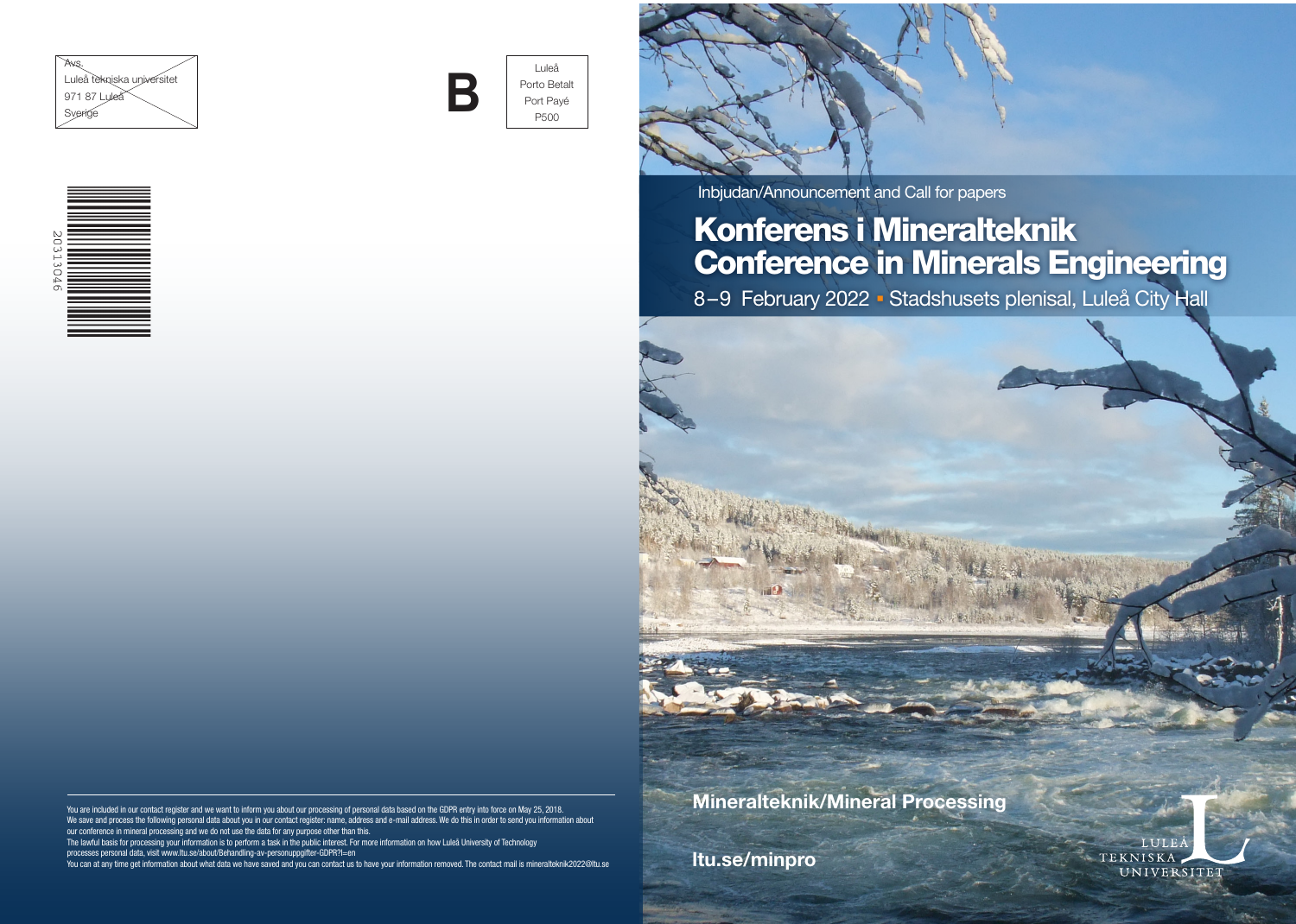Avs.
Luleå tekniska universitet
971 87 Luleå
Sverige

**B**

Luleå
Porto Betalt
Port Payé
P500

20311046

You are included in our contact register and we want to inform you about our processing of personal data based on the GDPR entry into force on May 25, 2018.
We save and process the following personal data about you in our contact register: name, address and e-mail address. We do this in order to send you information about our conference in mineral processing and we do not use the data for any purpose other than this.
The lawful basis for processing your information is to perform a task in the public interest. For more information on how Luleå University of Technology processes personal data, visit www.ltu.se/about/Behandling-av-personuppgifter-GDPR?l=en
You can at any time get information about what data we have saved and you can contact us to have your information removed. The contact mail is mineralteknik2022@ltu.se

Inbjudan/Announcement and Call for papers

# Konferens i Mineralteknik
# Conference in Minerals Engineering

8–9 February 2022 ▪ Stadshusets plenisal, Luleå City Hall

**Mineralteknik/Mineral Processing**

**ltu.se/minpro**

LULEÅ TEKNISKA UNIVERSITET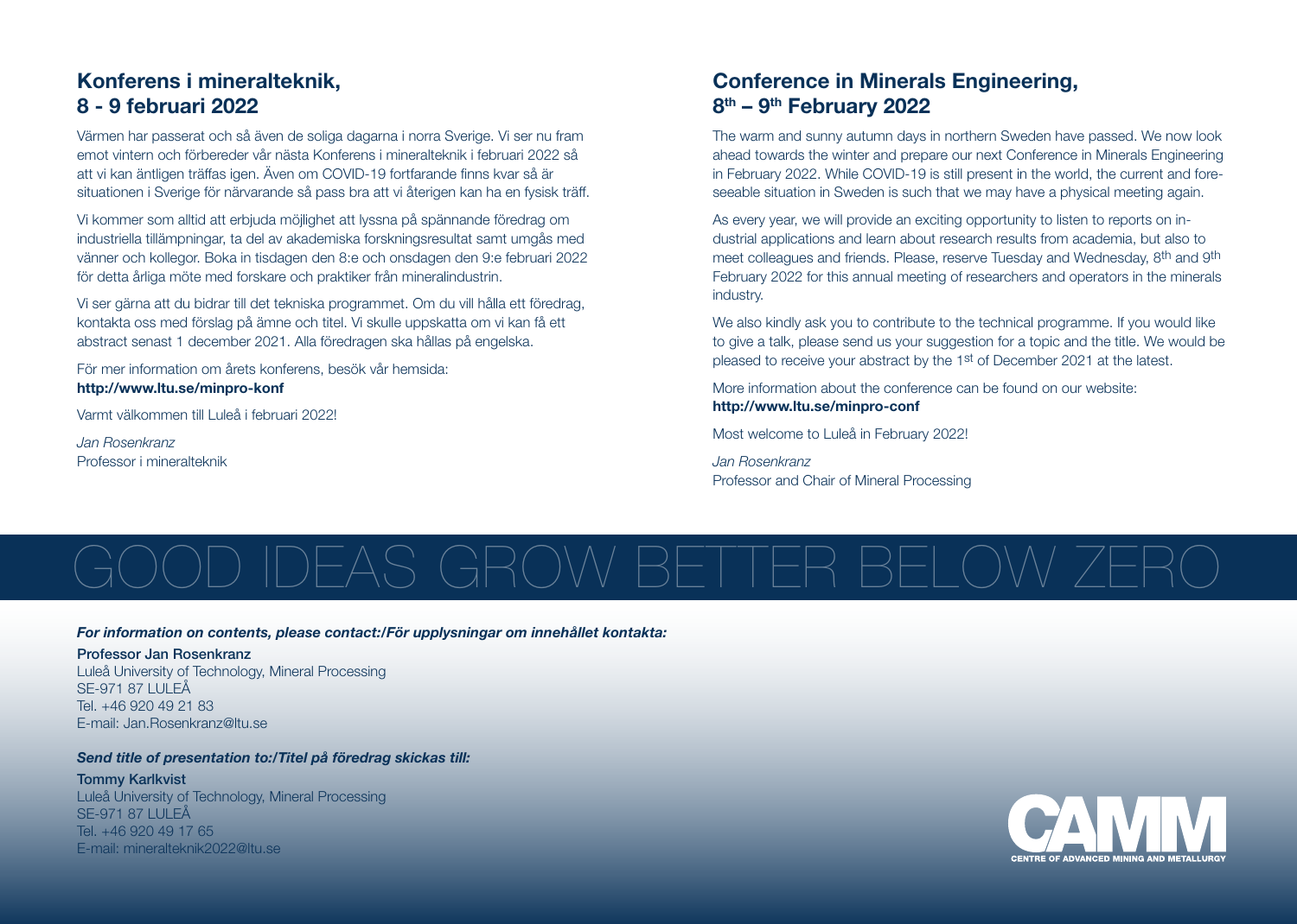## Konferens i mineralteknik, 8 - 9 februari 2022

Värmen har passerat och så även de soliga dagarna i norra Sverige. Vi ser nu fram emot vintern och förbereder vår nästa Konferens i mineralteknik i februari 2022 så att vi kan äntligen träffas igen. Även om COVID-19 fortfarande finns kvar så är situationen i Sverige för närvarande så pass bra att vi återigen kan ha en fysisk träff.

Vi kommer som alltid att erbjuda möjlighet att lyssna på spännande föredrag om industriella tillämpningar, ta del av akademiska forskningsresultat samt umgås med vänner och kollegor. Boka in tisdagen den 8:e och onsdagen den 9:e februari 2022 för detta årliga möte med forskare och praktiker från mineralindustrin.

Vi ser gärna att du bidrar till det tekniska programmet. Om du vill hålla ett föredrag, kontakta oss med förslag på ämne och titel. Vi skulle uppskatta om vi kan få ett abstract senast 1 december 2021. Alla föredragen ska hållas på engelska.

För mer information om årets konferens, besök vår hemsida:
**http://www.ltu.se/minpro-konf**

Varmt välkommen till Luleå i februari 2022!

*Jan Rosenkranz*
Professor i mineralteknik

## Conference in Minerals Engineering, 8th – 9th February 2022

The warm and sunny autumn days in northern Sweden have passed. We now look ahead towards the winter and prepare our next Conference in Minerals Engineering in February 2022. While COVID-19 is still present in the world, the current and foreseeable situation in Sweden is such that we may have a physical meeting again.

As every year, we will provide an exciting opportunity to listen to reports on industrial applications and learn about research results from academia, but also to meet colleagues and friends. Please, reserve Tuesday and Wednesday, 8th and 9th February 2022 for this annual meeting of researchers and operators in the minerals industry.

We also kindly ask you to contribute to the technical programme. If you would like to give a talk, please send us your suggestion for a topic and the title. We would be pleased to receive your abstract by the 1st of December 2021 at the latest.

More information about the conference can be found on our website:
**http://www.ltu.se/minpro-conf**

Most welcome to Luleå in February 2022!

*Jan Rosenkranz*
Professor and Chair of Mineral Processing

# GOOD IDEAS GROW BETTER BELOW ZERO

***For information on contents, please contact:/För upplysningar om innehållet kontakta:***

**Professor Jan Rosenkranz**
Luleå University of Technology, Mineral Processing
SE-971 87 LULEÅ
Tel. +46 920 49 21 83
E-mail: Jan.Rosenkranz@ltu.se

***Send title of presentation to:/Titel på föredrag skickas till:***

**Tommy Karlkvist**
Luleå University of Technology, Mineral Processing
SE-971 87 LULEÅ
Tel. +46 920 49 17 65
E-mail: mineralteknik2022@ltu.se

CAMM
CENTRE OF ADVANCED MINING AND METALLURGY